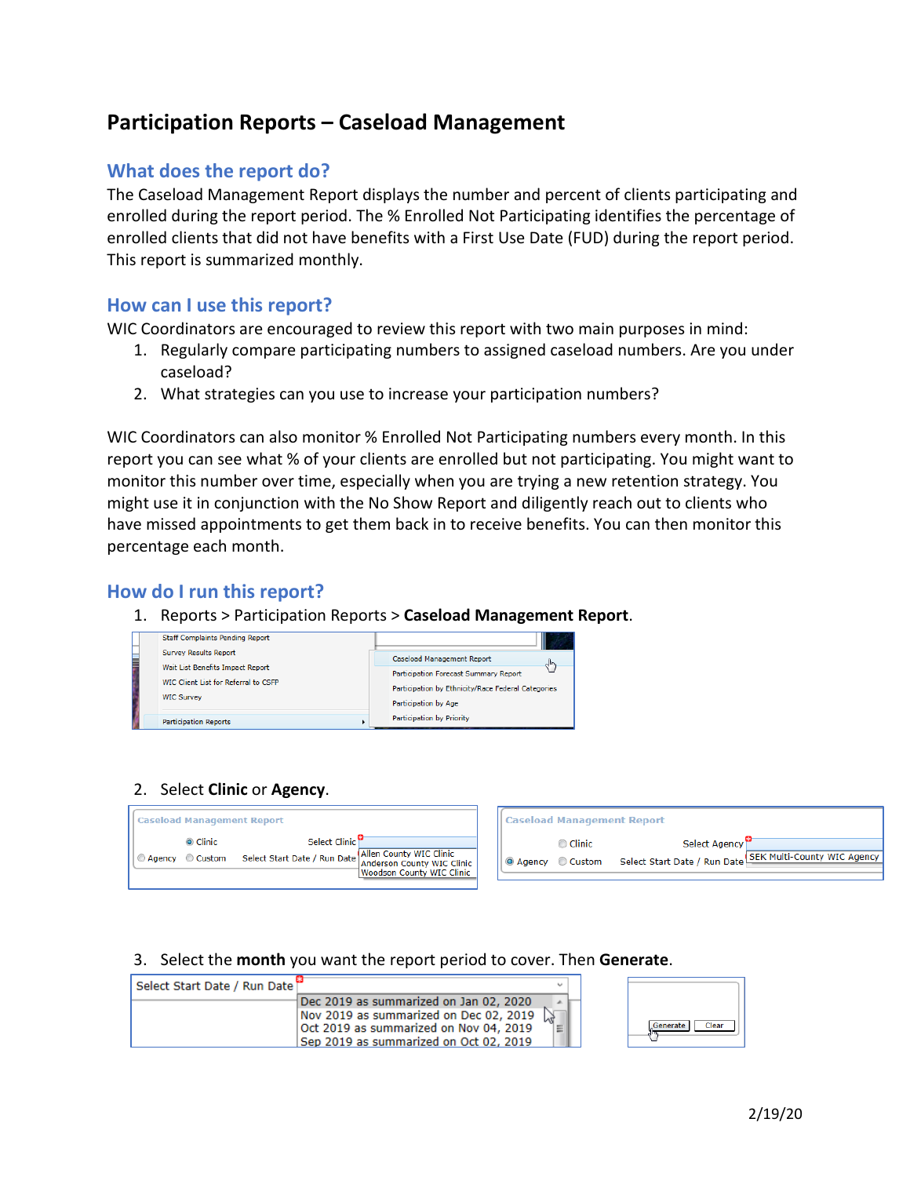# Participation Reports – Caseload Management

## What does the report do?

The Caseload Management Report displays the number and percent of clients participating and enrolled during the report period. The % Enrolled Not Participating identifies the percentage of enrolled clients that did not have benefits with a First Use Date (FUD) during the report period. This report is summarized monthly.

## How can I use this report?

WIC Coordinators are encouraged to review this report with two main purposes in mind:

1. Regularly compare participating numbers to assigned caseload numbers. Are you under caseload?
2. What strategies can you use to increase your participation numbers?

WIC Coordinators can also monitor % Enrolled Not Participating numbers every month. In this report you can see what % of your clients are enrolled but not participating. You might want to monitor this number over time, especially when you are trying a new retention strategy. You might use it in conjunction with the No Show Report and diligently reach out to clients who have missed appointments to get them back in to receive benefits. You can then monitor this percentage each month.

## How do I run this report?

1. Reports > Participation Reports > **Caseload Management Report**.

2. Select **Clinic** or **Agency**.

3. Select the **month** you want the report period to cover. Then **Generate**.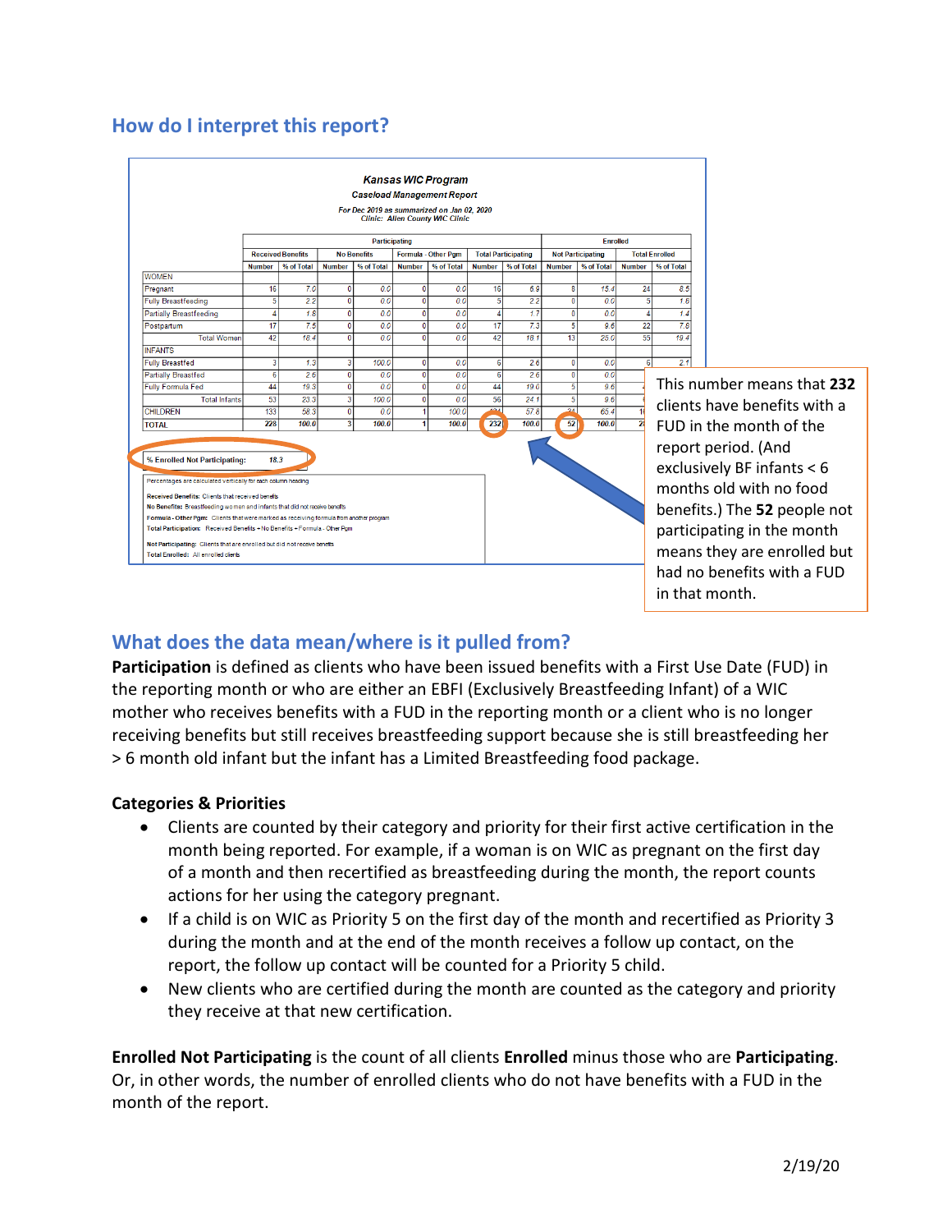## How do I interpret this report?

**Kansas WIC Program**
**Caseload Management Report**
For Dec 2019 as summarized on Jan 02, 2020
Clinic: Allen County WIC Clinic

| | Participating | | | | | | | | Enrolled | | | |
|---|---|---|---|---|---|---|---|---|---|---|---|---|
| | Received Benefits | | No Benefits | | Formula - Other Pgm | | Total Participating | | Not Participating | | Total Enrolled | |
| | Number | % of Total | Number | % of Total | Number | % of Total | Number | % of Total | Number | % of Total | Number | % of Total |
| WOMEN | | | | | | | | | | | | |
| Pregnant | 16 | 7.0 | 0 | 0.0 | 0 | 0.0 | 16 | 6.9 | 8 | 15.4 | 24 | 8.5 |
| Fully Breastfeeding | 5 | 2.2 | 0 | 0.0 | 0 | 0.0 | 5 | 2.2 | 0 | 0.0 | 5 | 1.6 |
| Partially Breastfeeding | 4 | 1.8 | 0 | 0.0 | 0 | 0.0 | 4 | 1.7 | 0 | 0.0 | 4 | 1.4 |
| Postpartum | 17 | 7.5 | 0 | 0.0 | 0 | 0.0 | 17 | 7.3 | 5 | 9.6 | 22 | 7.8 |
| Total Women | 42 | 18.4 | 0 | 0.0 | 0 | 0.0 | 42 | 18.1 | 13 | 25.0 | 55 | 19.4 |
| INFANTS | | | | | | | | | | | | |
| Fully Breastfed | 3 | 1.3 | 3 | 100.0 | 0 | 0.0 | 6 | 2.6 | 0 | 0.0 | 6 | 2.1 |
| Partially Breastfed | 6 | 2.6 | 0 | 0.0 | 0 | 0.0 | 6 | 2.6 | 0 | 0.0 | | |
| Fully Formula Fed | 44 | 19.3 | 0 | 0.0 | 0 | 0.0 | 44 | 19.0 | 5 | 9.6 | | |
| Total Infants | 53 | 23.3 | 3 | 100.0 | 0 | 0.0 | 56 | 24.1 | 5 | 9.6 | | |
| CHILDREN | 133 | 58.3 | 0 | 0.0 | 1 | 100.0 | 134 | 57.8 | 34 | 65.4 | | |
| TOTAL | 228 | 100.0 | 3 | 100.0 | 1 | 100.0 | 232 | 100.0 | 52 | 100.0 | | |

% Enrolled Not Participating: 18.3

Percentages are calculated vertically for each column heading

Received Benefits: Clients that received benefits
No Benefits: Breastfeeding women and infants that did not receive benefits
Formula - Other Pgm: Clients that were marked as receiving formula from another program
Total Participation: Received Benefits + No Benefits + Formula - Other Pgm

Not Participating: Clients that are enrolled but did not receive benefits
Total Enrolled: All enrolled clients

This number means that **232** clients have benefits with a FUD in the month of the report period. (And exclusively BF infants < 6 months old with no food benefits.) The **52** people not participating in the month means they are enrolled but had no benefits with a FUD in that month.

## What does the data mean/where is it pulled from?

**Participation** is defined as clients who have been issued benefits with a First Use Date (FUD) in the reporting month or who are either an EBFI (Exclusively Breastfeeding Infant) of a WIC mother who receives benefits with a FUD in the reporting month or a client who is no longer receiving benefits but still receives breastfeeding support because she is still breastfeeding her > 6 month old infant but the infant has a Limited Breastfeeding food package.

**Categories & Priorities**

- Clients are counted by their category and priority for their first active certification in the month being reported. For example, if a woman is on WIC as pregnant on the first day of a month and then recertified as breastfeeding during the month, the report counts actions for her using the category pregnant.
- If a child is on WIC as Priority 5 on the first day of the month and recertified as Priority 3 during the month and at the end of the month receives a follow up contact, on the report, the follow up contact will be counted for a Priority 5 child.
- New clients who are certified during the month are counted as the category and priority they receive at that new certification.

**Enrolled Not Participating** is the count of all clients **Enrolled** minus those who are **Participating**. Or, in other words, the number of enrolled clients who do not have benefits with a FUD in the month of the report.